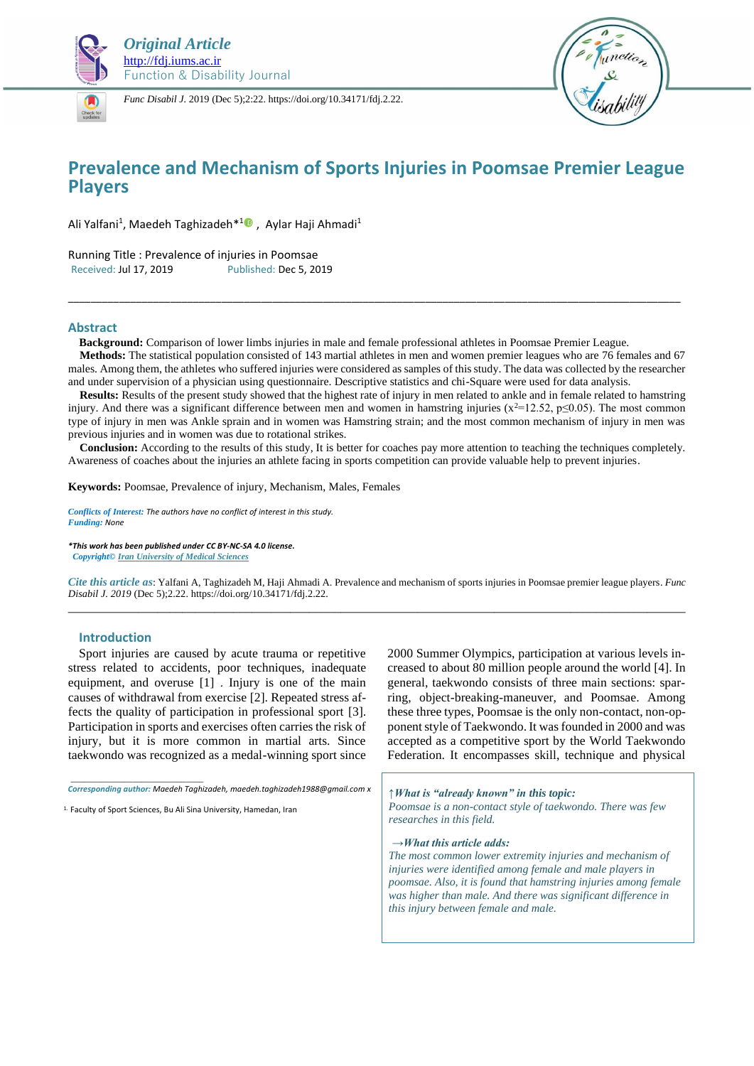*Original Article*
http://fdj.iums.ac.ir
Function & Disability Journal

*Func Disabil J.* 2019 (Dec 5);2:22. https://doi.org/10.34171/fdj.2.22.

# Prevalence and Mechanism of Sports Injuries in Poomsae Premier League Players

Ali Yalfani[1], Maedeh Taghizadeh*[1], Aylar Haji Ahmadi[1]

Running Title : Prevalence of injuries in Poomsae
Received: Jul 17, 2019 Published: Dec 5, 2019

## Abstract

**Background:** Comparison of lower limbs injuries in male and female professional athletes in Poomsae Premier League.

**Methods:** The statistical population consisted of 143 martial athletes in men and women premier leagues who are 76 females and 67 males. Among them, the athletes who suffered injuries were considered as samples of this study. The data was collected by the researcher and under supervision of a physician using questionnaire. Descriptive statistics and chi-Square were used for data analysis.

**Results:** Results of the present study showed that the highest rate of injury in men related to ankle and in female related to hamstring injury. And there was a significant difference between men and women in hamstring injuries ($x^2$=12.52, p≤0.05). The most common type of injury in men was Ankle sprain and in women was Hamstring strain; and the most common mechanism of injury in men was previous injuries and in women was due to rotational strikes.

**Conclusion:** According to the results of this study, It is better for coaches pay more attention to teaching the techniques completely. Awareness of coaches about the injuries an athlete facing in sports competition can provide valuable help to prevent injuries.

**Keywords:** Poomsae, Prevalence of injury, Mechanism, Males, Females

*Conflicts of Interest: The authors have no conflict of interest in this study.*
*Funding: None*

***This work has been published under CC BY-NC-SA 4.0 license.***
*Copyright© Iran University of Medical Sciences*

*Cite this article as*: Yalfani A, Taghizadeh M, Haji Ahmadi A. Prevalence and mechanism of sports injuries in Poomsae premier league players. *Func Disabil J. 2019* (Dec 5);2.22. https://doi.org/10.34171/fdj.2.22.

## Introduction

Sport injuries are caused by acute trauma or repetitive stress related to accidents, poor techniques, inadequate equipment, and overuse [1] . Injury is one of the main causes of withdrawal from exercise [2]. Repeated stress affects the quality of participation in professional sport [3]. Participation in sports and exercises often carries the risk of injury, but it is more common in martial arts. Since taekwondo was recognized as a medal-winning sport since 2000 Summer Olympics, participation at various levels increased to about 80 million people around the world [4]. In general, taekwondo consists of three main sections: sparring, object-breaking-maneuver, and Poomsae. Among these three types, Poomsae is the only non-contact, non-opponent style of Taekwondo. It was founded in 2000 and was accepted as a competitive sport by the World Taekwondo Federation. It encompasses skill, technique and physical

*Corresponding author: Maedeh Taghizadeh, maedeh.taghizadeh1988@gmail.com*

[1] Faculty of Sport Sciences, Bu Ali Sina University, Hamedan, Iran

*↑What is "already known" in this topic:*
*Poomsae is a non-contact style of taekwondo. There was few researches in this field.*

*→What this article adds:*
*The most common lower extremity injuries and mechanism of injuries were identified among female and male players in poomsae. Also, it is found that hamstring injuries among female was higher than male. And there was significant difference in this injury between female and male.*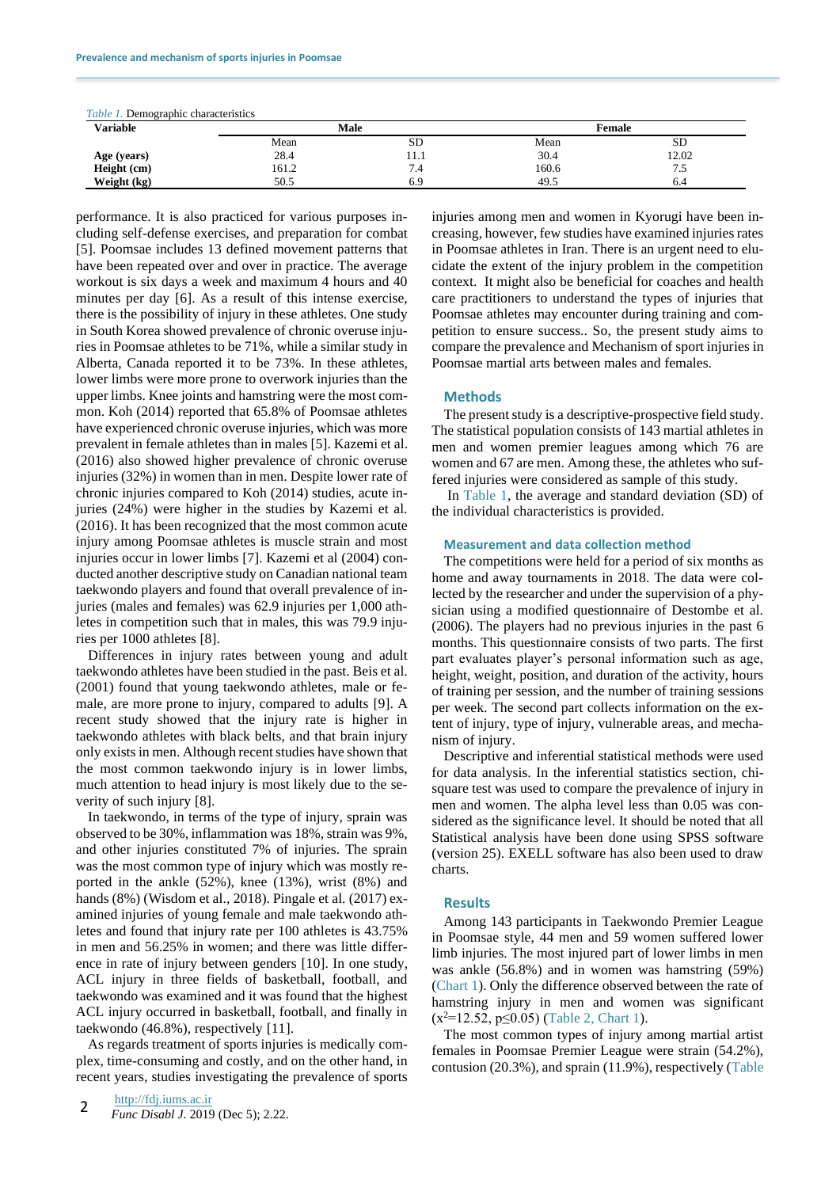*Table 1.* Demographic characteristics

| Variable | Male | | Female | |
|---|---|---|---|---|
| | Mean | SD | Mean | SD |
| **Age (years)** | 28.4 | 11.1 | 30.4 | 12.02 |
| **Height (cm)** | 161.2 | 7.4 | 160.6 | 7.5 |
| **Weight (kg)** | 50.5 | 6.9 | 49.5 | 6.4 |

performance. It is also practiced for various purposes including self-defense exercises, and preparation for combat [5]. Poomsae includes 13 defined movement patterns that have been repeated over and over in practice. The average workout is six days a week and maximum 4 hours and 40 minutes per day [6]. As a result of this intense exercise, there is the possibility of injury in these athletes. One study in South Korea showed prevalence of chronic overuse injuries in Poomsae athletes to be 71%, while a similar study in Alberta, Canada reported it to be 73%. In these athletes, lower limbs were more prone to overwork injuries than the upper limbs. Knee joints and hamstring were the most common. Koh (2014) reported that 65.8% of Poomsae athletes have experienced chronic overuse injuries, which was more prevalent in female athletes than in males [5]. Kazemi et al. (2016) also showed higher prevalence of chronic overuse injuries (32%) in women than in men. Despite lower rate of chronic injuries compared to Koh (2014) studies, acute injuries (24%) were higher in the studies by Kazemi et al. (2016). It has been recognized that the most common acute injury among Poomsae athletes is muscle strain and most injuries occur in lower limbs [7]. Kazemi et al (2004) conducted another descriptive study on Canadian national team taekwondo players and found that overall prevalence of injuries (males and females) was 62.9 injuries per 1,000 athletes in competition such that in males, this was 79.9 injuries per 1000 athletes [8].

Differences in injury rates between young and adult taekwondo athletes have been studied in the past. Beis et al. (2001) found that young taekwondo athletes, male or female, are more prone to injury, compared to adults [9]. A recent study showed that the injury rate is higher in taekwondo athletes with black belts, and that brain injury only exists in men. Although recent studies have shown that the most common taekwondo injury is in lower limbs, much attention to head injury is most likely due to the severity of such injury [8].

In taekwondo, in terms of the type of injury, sprain was observed to be 30%, inflammation was 18%, strain was 9%, and other injuries constituted 7% of injuries. The sprain was the most common type of injury which was mostly reported in the ankle (52%), knee (13%), wrist (8%) and hands (8%) (Wisdom et al., 2018). Pingale et al. (2017) examined injuries of young female and male taekwondo athletes and found that injury rate per 100 athletes is 43.75% in men and 56.25% in women; and there was little difference in rate of injury between genders [10]. In one study, ACL injury in three fields of basketball, football, and taekwondo was examined and it was found that the highest ACL injury occurred in basketball, football, and finally in taekwondo (46.8%), respectively [11].

As regards treatment of sports injuries is medically complex, time-consuming and costly, and on the other hand, in recent years, studies investigating the prevalence of sports injuries among men and women in Kyorugi have been increasing, however, few studies have examined injuries rates in Poomsae athletes in Iran. There is an urgent need to elucidate the extent of the injury problem in the competition context. It might also be beneficial for coaches and health care practitioners to understand the types of injuries that Poomsae athletes may encounter during training and competition to ensure success.. So, the present study aims to compare the prevalence and Mechanism of sport injuries in Poomsae martial arts between males and females.

## Methods

The present study is a descriptive-prospective field study. The statistical population consists of 143 martial athletes in men and women premier leagues among which 76 are women and 67 are men. Among these, the athletes who suffered injuries were considered as sample of this study.

In Table 1, the average and standard deviation (SD) of the individual characteristics is provided.

### Measurement and data collection method

The competitions were held for a period of six months as home and away tournaments in 2018. The data were collected by the researcher and under the supervision of a physician using a modified questionnaire of Destombe et al. (2006). The players had no previous injuries in the past 6 months. This questionnaire consists of two parts. The first part evaluates player's personal information such as age, height, weight, position, and duration of the activity, hours of training per session, and the number of training sessions per week. The second part collects information on the extent of injury, type of injury, vulnerable areas, and mechanism of injury.

Descriptive and inferential statistical methods were used for data analysis. In the inferential statistics section, chi-square test was used to compare the prevalence of injury in men and women. The alpha level less than 0.05 was considered as the significance level. It should be noted that all Statistical analysis have been done using SPSS software (version 25). EXELL software has also been used to draw charts.

## Results

Among 143 participants in Taekwondo Premier League in Poomsae style, 44 men and 59 women suffered lower limb injuries. The most injured part of lower limbs in men was ankle (56.8%) and in women was hamstring (59%) (Chart 1). Only the difference observed between the rate of hamstring injury in men and women was significant ($x^2$=12.52, $p \leq 0.05$) (Table 2, Chart 1).

The most common types of injury among martial artist females in Poomsae Premier League were strain (54.2%), contusion (20.3%), and sprain (11.9%), respectively (Table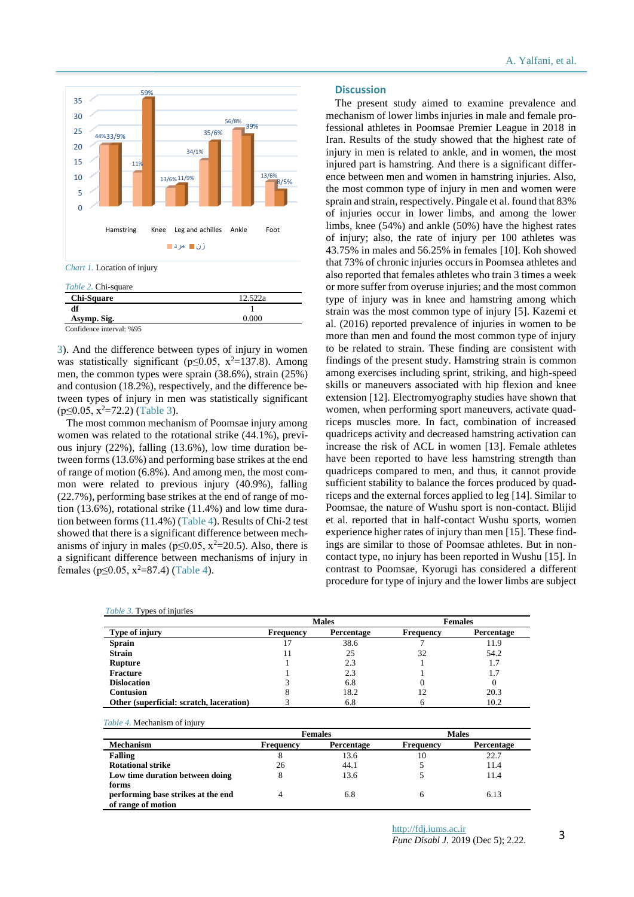Chart 1. Location of injury

*Table 2.* Chi-square

| Chi-Square | 12.522a |
|---|---|
| df | 1 |
| Asymp. Sig. | 0.000 |

Confidence interval: %95

3). And the difference between types of injury in women was statistically significant (p≤0.05, $x^2$=137.8). Among men, the common types were sprain (38.6%), strain (25%) and contusion (18.2%), respectively, and the difference between types of injury in men was statistically significant (p≤0.05, $x^2$=72.2) (Table 3).

The most common mechanism of Poomsae injury among women was related to the rotational strike (44.1%), previous injury (22%), falling (13.6%), low time duration between forms (13.6%) and performing base strikes at the end of range of motion (6.8%). And among men, the most common were related to previous injury (40.9%), falling (22.7%), performing base strikes at the end of range of motion (13.6%), rotational strike (11.4%) and low time duration between forms (11.4%) (Table 4). Results of Chi-2 test showed that there is a significant difference between mechanisms of injury in males (p≤0.05, $x^2$=20.5). Also, there is a significant difference between mechanisms of injury in females (p≤0.05, $x^2$=87.4) (Table 4).

## Discussion

The present study aimed to examine prevalence and mechanism of lower limbs injuries in male and female professional athletes in Poomsae Premier League in 2018 in Iran. Results of the study showed that the highest rate of injury in men is related to ankle, and in women, the most injured part is hamstring. And there is a significant difference between men and women in hamstring injuries. Also, the most common type of injury in men and women were sprain and strain, respectively. Pingale et al. found that 83% of injuries occur in lower limbs, and among the lower limbs, knee (54%) and ankle (50%) have the highest rates of injury; also, the rate of injury per 100 athletes was 43.75% in males and 56.25% in females [10]. Koh showed that 73% of chronic injuries occurs in Poomsea athletes and also reported that females athletes who train 3 times a week or more suffer from overuse injuries; and the most common type of injury was in knee and hamstring among which strain was the most common type of injury [5]. Kazemi et al. (2016) reported prevalence of injuries in women to be more than men and found the most common type of injury to be related to strain. These finding are consistent with findings of the present study. Hamstring strain is common among exercises including sprint, striking, and high-speed skills or maneuvers associated with hip flexion and knee extension [12]. Electromyography studies have shown that women, when performing sport maneuvers, activate quadriceps muscles more. In fact, combination of increased quadriceps activity and decreased hamstring activation can increase the risk of ACL in women [13]. Female athletes have been reported to have less hamstring strength than quadriceps compared to men, and thus, it cannot provide sufficient stability to balance the forces produced by quadriceps and the external forces applied to leg [14]. Similar to Poomsae, the nature of Wushu sport is non-contact. Blijid et al. reported that in half-contact Wushu sports, women experience higher rates of injury than men [15]. These findings are similar to those of Poomsae athletes. But in non-contact type, no injury has been reported in Wushu [15]. In contrast to Poomsae, Kyorugi has considered a different procedure for type of injury and the lower limbs are subject

*Table 3.* Types of injuries

| | Males | | Females | |
|---|---|---|---|---|
| **Type of injury** | **Frequency** | **Percentage** | **Frequency** | **Percentage** |
| **Sprain** | 17 | 38.6 | 7 | 11.9 |
| **Strain** | 11 | 25 | 32 | 54.2 |
| **Rupture** | 1 | 2.3 | 1 | 1.7 |
| **Fracture** | 1 | 2.3 | 1 | 1.7 |
| **Dislocation** | 3 | 6.8 | 0 | 0 |
| **Contusion** | 8 | 18.2 | 12 | 20.3 |
| **Other (superficial: scratch, laceration)** | 3 | 6.8 | 6 | 10.2 |

*Table 4.* Mechanism of injury

| | Females | | Males | |
|---|---|---|---|---|
| **Mechanism** | **Frequency** | **Percentage** | **Frequency** | **Percentage** |
| **Falling** | 8 | 13.6 | 10 | 22.7 |
| **Rotational strike** | 26 | 44.1 | 5 | 11.4 |
| **Low time duration between doing forms** | 8 | 13.6 | 5 | 11.4 |
| **performing base strikes at the end of range of motion** | 4 | 6.8 | 6 | 6.13 |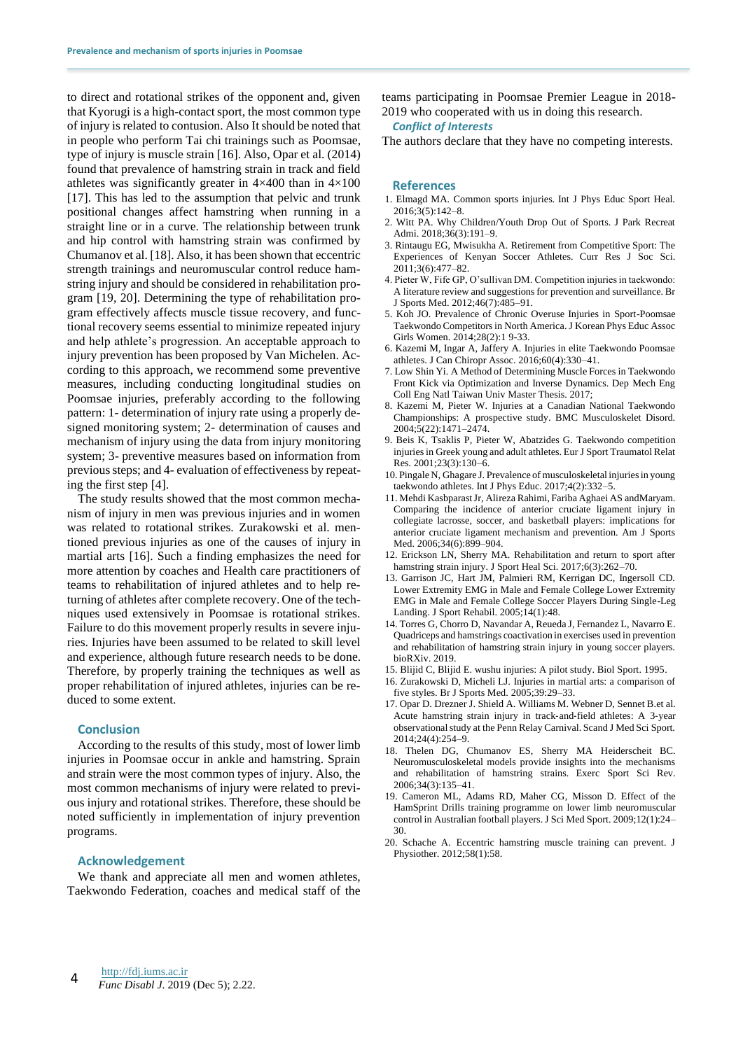to direct and rotational strikes of the opponent and, given that Kyorugi is a high-contact sport, the most common type of injury is related to contusion. Also It should be noted that in people who perform Tai chi trainings such as Poomsae, type of injury is muscle strain [16]. Also, Opar et al. (2014) found that prevalence of hamstring strain in track and field athletes was significantly greater in 4×400 than in 4×100 [17]. This has led to the assumption that pelvic and trunk positional changes affect hamstring when running in a straight line or in a curve. The relationship between trunk and hip control with hamstring strain was confirmed by Chumanov et al. [18]. Also, it has been shown that eccentric strength trainings and neuromuscular control reduce hamstring injury and should be considered in rehabilitation program [19, 20]. Determining the type of rehabilitation program effectively affects muscle tissue recovery, and functional recovery seems essential to minimize repeated injury and help athlete's progression. An acceptable approach to injury prevention has been proposed by Van Michelen. According to this approach, we recommend some preventive measures, including conducting longitudinal studies on Poomsae injuries, preferably according to the following pattern: 1- determination of injury rate using a properly designed monitoring system; 2- determination of causes and mechanism of injury using the data from injury monitoring system; 3- preventive measures based on information from previous steps; and 4- evaluation of effectiveness by repeating the first step [4].

The study results showed that the most common mechanism of injury in men was previous injuries and in women was related to rotational strikes. Zurakowski et al. mentioned previous injuries as one of the causes of injury in martial arts [16]. Such a finding emphasizes the need for more attention by coaches and Health care practitioners of teams to rehabilitation of injured athletes and to help returning of athletes after complete recovery. One of the techniques used extensively in Poomsae is rotational strikes. Failure to do this movement properly results in severe injuries. Injuries have been assumed to be related to skill level and experience, although future research needs to be done. Therefore, by properly training the techniques as well as proper rehabilitation of injured athletes, injuries can be reduced to some extent.

## Conclusion

According to the results of this study, most of lower limb injuries in Poomsae occur in ankle and hamstring. Sprain and strain were the most common types of injury. Also, the most common mechanisms of injury were related to previous injury and rotational strikes. Therefore, these should be noted sufficiently in implementation of injury prevention programs.

## Acknowledgement

We thank and appreciate all men and women athletes, Taekwondo Federation, coaches and medical staff of the teams participating in Poomsae Premier League in 2018-2019 who cooperated with us in doing this research.

### *Conflict of Interests*

The authors declare that they have no competing interests.

## References

1. Elmagd MA. Common sports injuries. Int J Phys Educ Sport Heal. 2016;3(5):142–8.
2. Witt PA. Why Children/Youth Drop Out of Sports. J Park Recreat Admi. 2018;36(3):191–9.
3. Rintaugu EG, Mwisukha A. Retirement from Competitive Sport: The Experiences of Kenyan Soccer Athletes. Curr Res J Soc Sci. 2011;3(6):477–82.
4. Pieter W, Fife GP, O'sullivan DM. Competition injuries in taekwondo: A literature review and suggestions for prevention and surveillance. Br J Sports Med. 2012;46(7):485–91.
5. Koh JO. Prevalence of Chronic Overuse Injuries in Sport-Poomsae Taekwondo Competitors in North America. J Korean Phys Educ Assoc Girls Women. 2014;28(2):1 9-33.
6. Kazemi M, Ingar A, Jaffery A. Injuries in elite Taekwondo Poomsae athletes. J Can Chiropr Assoc. 2016;60(4):330–41.
7. Low Shin Yi. A Method of Determining Muscle Forces in Taekwondo Front Kick via Optimization and Inverse Dynamics. Dep Mech Eng Coll Eng Natl Taiwan Univ Master Thesis. 2017;
8. Kazemi M, Pieter W. Injuries at a Canadian National Taekwondo Championships: A prospective study. BMC Musculoskelet Disord. 2004;5(22):1471–2474.
9. Beis K, Tsaklis P, Pieter W, Abatzides G. Taekwondo competition injuries in Greek young and adult athletes. Eur J Sport Traumatol Relat Res. 2001;23(3):130–6.
10. Pingale N, Ghagare J. Prevalence of musculoskeletal injuries in young taekwondo athletes. Int J Phys Educ. 2017;4(2):332–5.
11. Mehdi Kasbparast Jr, Alireza Rahimi, Fariba Aghaei AS andMaryam. Comparing the incidence of anterior cruciate ligament injury in collegiate lacrosse, soccer, and basketball players: implications for anterior cruciate ligament mechanism and prevention. Am J Sports Med. 2006;34(6):899–904.
12. Erickson LN, Sherry MA. Rehabilitation and return to sport after hamstring strain injury. J Sport Heal Sci. 2017;6(3):262–70.
13. Garrison JC, Hart JM, Palmieri RM, Kerrigan DC, Ingersoll CD. Lower Extremity EMG in Male and Female College Lower Extremity EMG in Male and Female College Soccer Players During Single-Leg Landing. J Sport Rehabil. 2005;14(1):48.
14. Torres G, Chorro D, Navandar A, Rueda J, Fernandez L, Navarro E. Quadriceps and hamstrings coactivation in exercises used in prevention and rehabilitation of hamstring strain injury in young soccer players. bioRXiv. 2019.
15. Blijid C, Blijid E. wushu injuries: A pilot study. Biol Sport. 1995.
16. Zurakowski D, Micheli LJ. Injuries in martial arts: a comparison of five styles. Br J Sports Med. 2005;39:29–33.
17. Opar D. Drezner J. Shield A. Williams M. Webner D, Sennet B.et al. Acute hamstring strain injury in track-and-field athletes: A 3-year observational study at the Penn Relay Carnival. Scand J Med Sci Sport. 2014;24(4):254–9.
18. Thelen DG, Chumanov ES, Sherry MA Heiderscheit BC. Neuromusculoskeletal models provide insights into the mechanisms and rehabilitation of hamstring strains. Exerc Sport Sci Rev. 2006;34(3):135–41.
19. Cameron ML, Adams RD, Maher CG, Misson D. Effect of the HamSprint Drills training programme on lower limb neuromuscular control in Australian football players. J Sci Med Sport. 2009;12(1):24–30.
20. Schache A. Eccentric hamstring muscle training can prevent. J Physiother. 2012;58(1):58.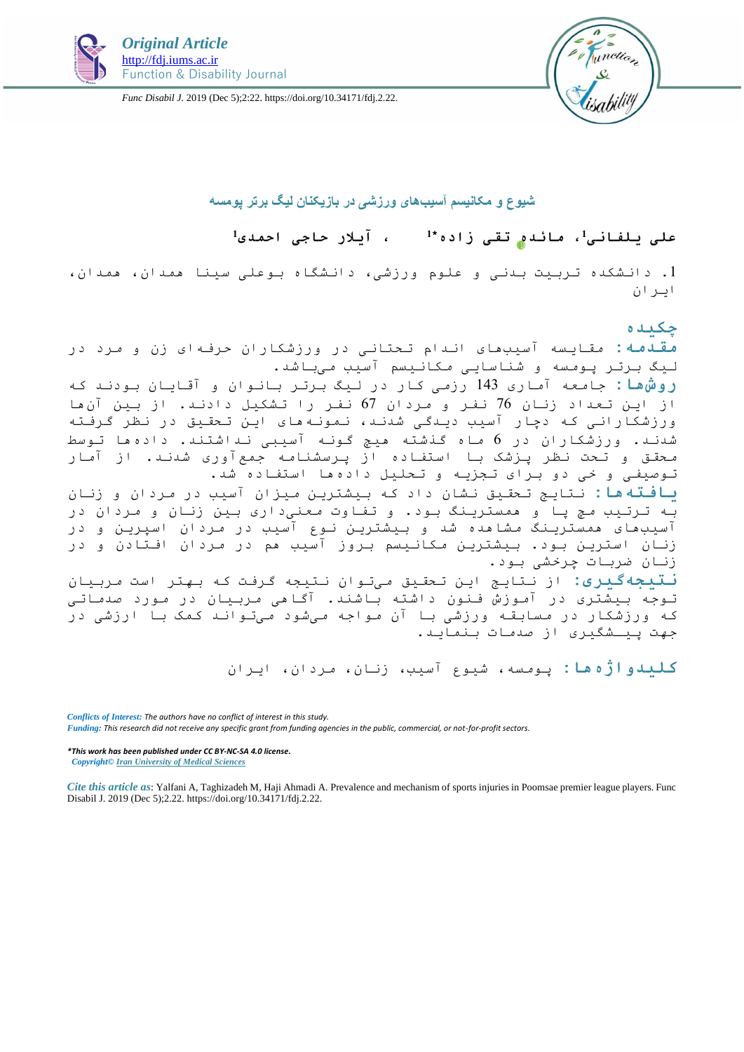# شیوع و مکانیسم آسیب‌های ورزشی در بازیکنان لیگ برتر پومسه

**علی یلفانی[1]، مائده تقی زاده[1*] ، آیلار حاجی احمدی[1]**

1. دانشکده تربیت بدنی و علوم ورزشی، دانشگاه بوعلی سینا همدان، همدان، ایران

## چکیده

**مقدمه:** مقایسه آسیب‌های اندام تحتانی در ورزشکاران حرفه‌ای زن و مرد در لیگ برتر پومسه و شناسایی مکانیسم آسیب می‌باشد.

**روش‌ها:** جامعه آماری 143 رزمی کار در لیگ برتر بانوان و آقایان بودند که از این تعداد زنان 76 نفر و مردان 67 نفر را تشکیل دادند. از بین آن‌ها ورزشکارانی که دچار آسیب دیدگی شدند، نمونه‌های این تحقیق در نظر گرفته شدند. ورزشکاران در 6 ماه گذشته هیچ گونه آسیبی نداشتند. داده‌ها توسط محقق و تحت نظر پزشک با استفاده از پرسشنامه جمع‌آوری شدند. از آمار توصیفی و خی دو برای تجزیه و تحلیل داده‌ها استفاده شد.

**یافته‌ها:** نتایج تحقیق نشان داد که بیشترین میزان آسیب در مردان و زنان به ترتیب مچ پا و همسترینگ بود. و تفاوت معنی‌داری بین زنان و مردان در آسیب‌های همسترینگ مشاهده شد و بیشترین نوع آسیب در مردان اسپرین و در زنان استرین بود. بیشترین مکانیسم بروز آسیب هم در مردان افتادن و در زنان ضربات چرخشی بود.

**نتیجه‌گیری:** از نتایج این تحقیق می‌توان نتیجه گرفت که بهتر است مربیان توجه بیشتری در آموزش فنون داشته باشند. آگاهی مربیان در مورد صدماتی که ورزشکار در مسابقه ورزشی با آن مواجه می‌شود می‌توانند کمک با ارزشی در جهت پیشگیری از صدمات بنمایند.

**کلیدواژه‌ها:** پومسه، شیوع آسیب، زنان، مردان، ایران

***Conflicts of Interest:*** *The authors have no conflict of interest in this study.*
***Funding:*** *This research did not receive any specific grant from funding agencies in the public, commercial, or not-for-profit sectors.*

***\*This work has been published under CC BY-NC-SA 4.0 license.***
***Copyright© Iran University of Medical Sciences***

***Cite this article as***: Yalfani A, Taghizadeh M, Haji Ahmadi A. Prevalence and mechanism of sports injuries in Poomsae premier league players. Func Disabil J. 2019 (Dec 5);2.22. https://doi.org/10.34171/fdj.2.22.